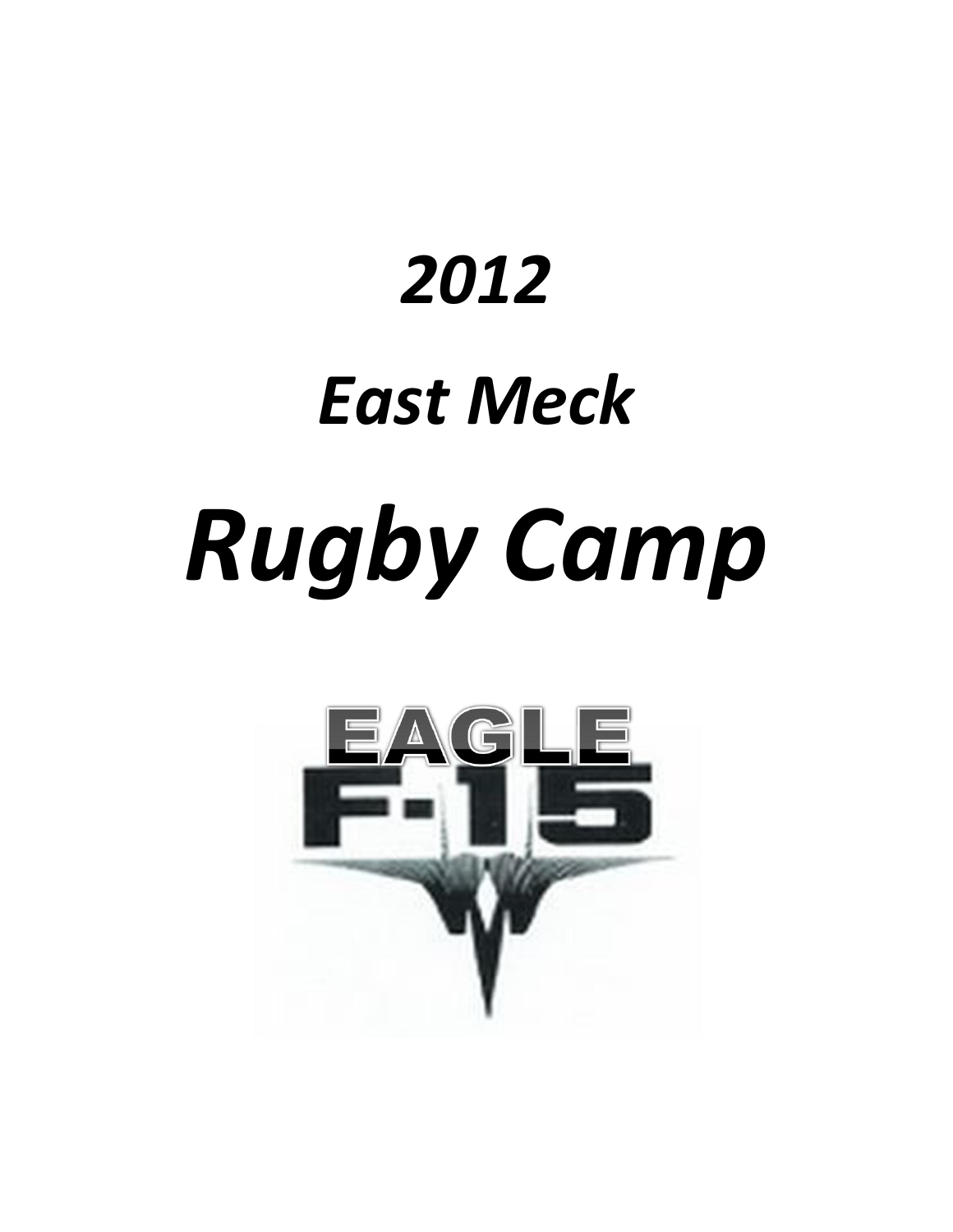# *2012*

# *East Meck*

# *Rugby Camp*

EAGLE

F-15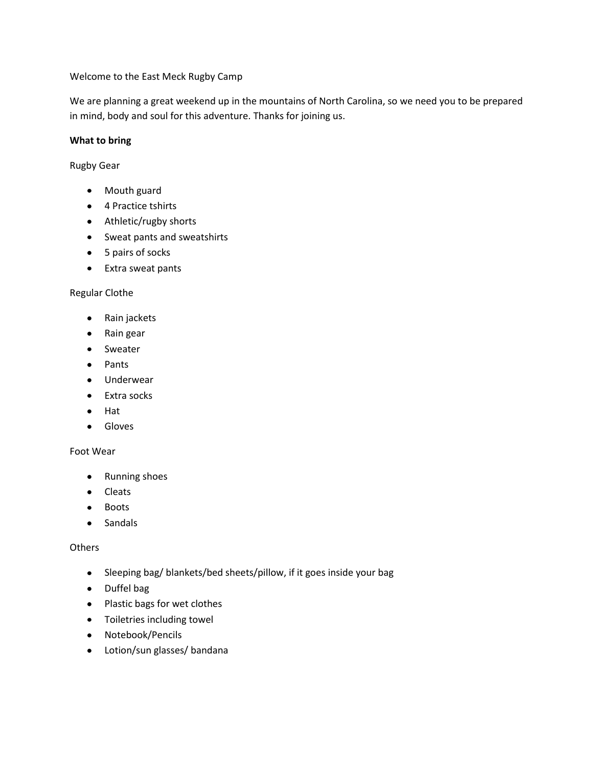Welcome to the East Meck Rugby Camp

We are planning a great weekend up in the mountains of North Carolina, so we need you to be prepared in mind, body and soul for this adventure. Thanks for joining us.

**What to bring**

Rugby Gear

- Mouth guard
- 4 Practice tshirts
- Athletic/rugby shorts
- Sweat pants and sweatshirts
- 5 pairs of socks
- Extra sweat pants

Regular Clothe

- Rain jackets
- Rain gear
- Sweater
- Pants
- Underwear
- Extra socks
- Hat
- Gloves

Foot Wear

- Running shoes
- Cleats
- Boots
- Sandals

Others

- Sleeping bag/ blankets/bed sheets/pillow, if it goes inside your bag
- Duffel bag
- Plastic bags for wet clothes
- Toiletries including towel
- Notebook/Pencils
- Lotion/sun glasses/ bandana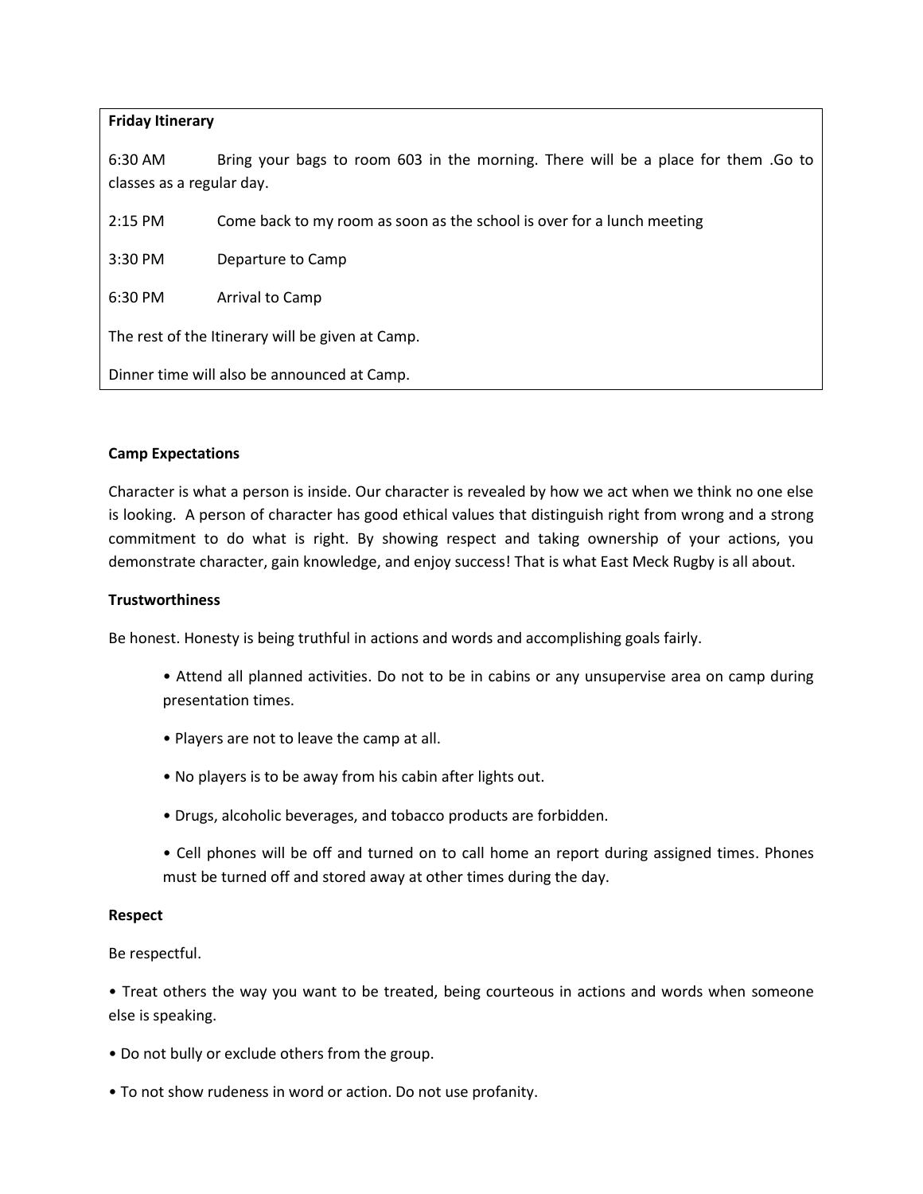**Friday Itinerary**

| Time | Activity |
|---|---|
| 6:30 AM | Bring your bags to room 603 in the morning. There will be a place for them .Go to classes as a regular day. |
| 2:15 PM | Come back to my room as soon as the school is over for a lunch meeting |
| 3:30 PM | Departure to Camp |
| 6:30 PM | Arrival to Camp |

The rest of the Itinerary will be given at Camp.

Dinner time will also be announced at Camp.

**Camp Expectations**

Character is what a person is inside. Our character is revealed by how we act when we think no one else is looking. A person of character has good ethical values that distinguish right from wrong and a strong commitment to do what is right. By showing respect and taking ownership of your actions, you demonstrate character, gain knowledge, and enjoy success! That is what East Meck Rugby is all about.

**Trustworthiness**

Be honest. Honesty is being truthful in actions and words and accomplishing goals fairly.

- Attend all planned activities. Do not to be in cabins or any unsupervise area on camp during presentation times.
- Players are not to leave the camp at all.
- No players is to be away from his cabin after lights out.
- Drugs, alcoholic beverages, and tobacco products are forbidden.
- Cell phones will be off and turned on to call home an report during assigned times. Phones must be turned off and stored away at other times during the day.

**Respect**

Be respectful.

- Treat others the way you want to be treated, being courteous in actions and words when someone else is speaking.
- Do not bully or exclude others from the group.
- To not show rudeness in word or action. Do not use profanity.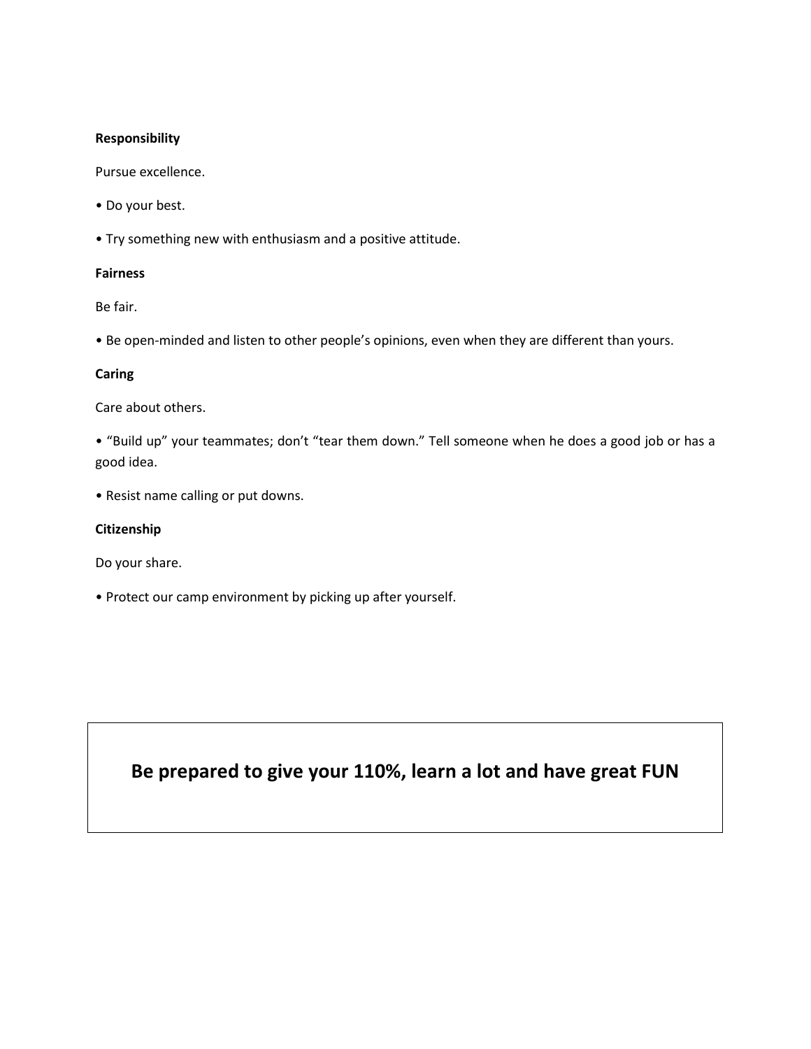**Responsibility**

Pursue excellence.

- Do your best.
- Try something new with enthusiasm and a positive attitude.

**Fairness**

Be fair.

- Be open-minded and listen to other people's opinions, even when they are different than yours.

**Caring**

Care about others.

- "Build up" your teammates; don't "tear them down." Tell someone when he does a good job or has a good idea.
- Resist name calling or put downs.

**Citizenship**

Do your share.

- Protect our camp environment by picking up after yourself.

**Be prepared to give your 110%, learn a lot and have great FUN**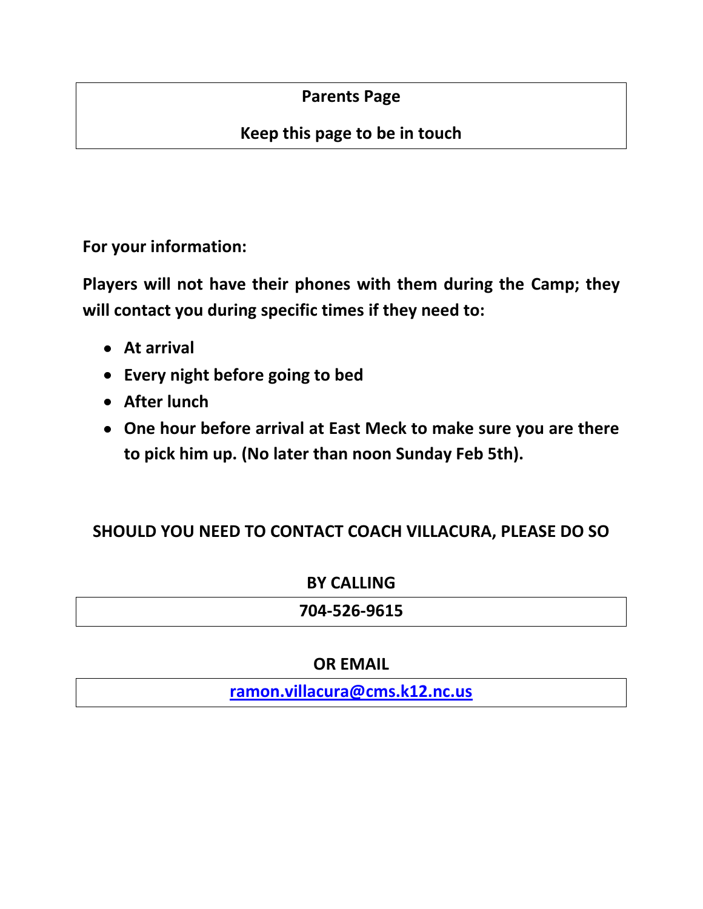**Parents Page**

**Keep this page to be in touch**

**For your information:**

**Players will not have their phones with them during the Camp; they will contact you during specific times if they need to:**

- **At arrival**
- **Every night before going to bed**
- **After lunch**
- **One hour before arrival at East Meck to make sure you are there to pick him up. (No later than noon Sunday Feb 5th).**

**SHOULD YOU NEED TO CONTACT COACH VILLACURA, PLEASE DO SO**

**BY CALLING**

**704-526-9615**

**OR EMAIL**

**[ramon.villacura@cms.k12.nc.us](mailto:ramon.villacura@cms.k12.nc.us)**